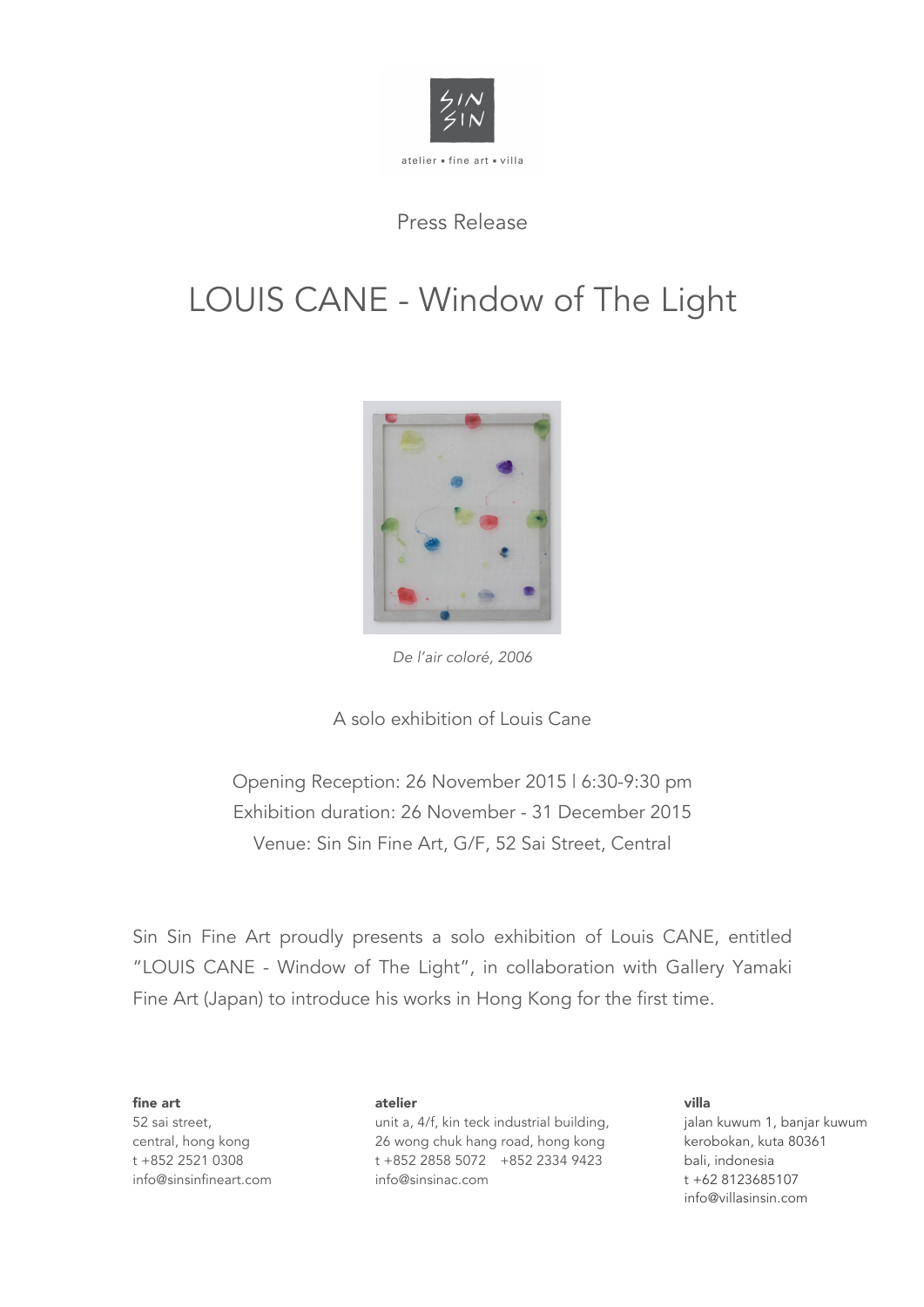SIN SIN

atelier ▪ fine art ▪ villa

Press Release

# LOUIS CANE - Window of The Light

*De l'air coloré, 2006*

A solo exhibition of Louis Cane

Opening Reception: 26 November 2015 | 6:30-9:30 pm
Exhibition duration: 26 November - 31 December 2015
Venue: Sin Sin Fine Art, G/F, 52 Sai Street, Central

Sin Sin Fine Art proudly presents a solo exhibition of Louis CANE, entitled "LOUIS CANE - Window of The Light", in collaboration with Gallery Yamaki Fine Art (Japan) to introduce his works in Hong Kong for the first time.

**fine art**
52 sai street,
central, hong kong
t +852 2521 0308
info@sinsinfineart.com

**atelier**
unit a, 4/f, kin teck industrial building,
26 wong chuk hang road, hong kong
t +852 2858 5072 +852 2334 9423
info@sinsinac.com

**villa**
jalan kuwum 1, banjar kuwum
kerobokan, kuta 80361
bali, indonesia
t +62 8123685107
info@villasinsin.com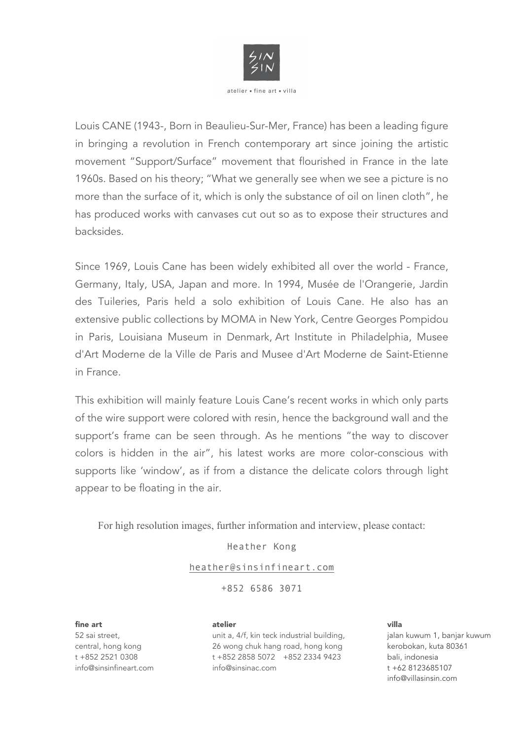Louis CANE (1943-, Born in Beaulieu-Sur-Mer, France) has been a leading figure in bringing a revolution in French contemporary art since joining the artistic movement "Support/Surface" movement that flourished in France in the late 1960s. Based on his theory; "What we generally see when we see a picture is no more than the surface of it, which is only the substance of oil on linen cloth", he has produced works with canvases cut out so as to expose their structures and backsides.

Since 1969, Louis Cane has been widely exhibited all over the world - France, Germany, Italy, USA, Japan and more. In 1994, Musée de l'Orangerie, Jardin des Tuileries, Paris held a solo exhibition of Louis Cane. He also has an extensive public collections by MOMA in New York, Centre Georges Pompidou in Paris, Louisiana Museum in Denmark, Art Institute in Philadelphia, Musee d'Art Moderne de la Ville de Paris and Musee d'Art Moderne de Saint-Etienne in France.

This exhibition will mainly feature Louis Cane's recent works in which only parts of the wire support were colored with resin, hence the background wall and the support's frame can be seen through. As he mentions "the way to discover colors is hidden in the air", his latest works are more color-conscious with supports like 'window', as if from a distance the delicate colors through light appear to be floating in the air.

For high resolution images, further information and interview, please contact:

Heather Kong

heather@sinsinfineart.com

+852 6586 3071

**fine art**
52 sai street,
central, hong kong
t +852 2521 0308
info@sinsinfineart.com

**atelier**
unit a, 4/f, kin teck industrial building,
26 wong chuk hang road, hong kong
t +852 2858 5072 +852 2334 9423
info@sinsinac.com

**villa**
jalan kuwum 1, banjar kuwum
kerobokan, kuta 80361
bali, indonesia
t +62 8123685107
info@villasinsin.com